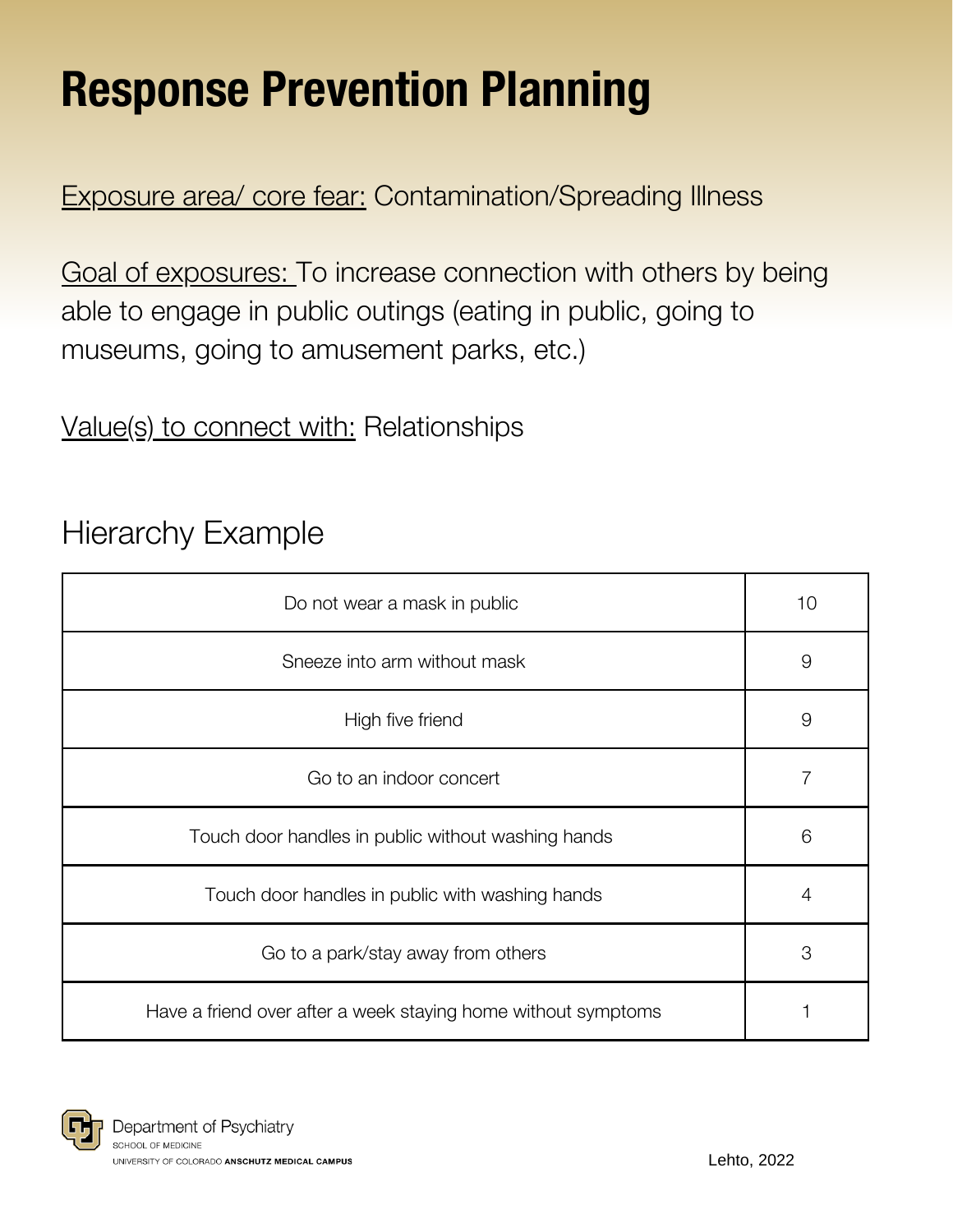# Response Prevention Planning

Exposure area/ core fear: Contamination/Spreading Illness

Goal of exposures: To increase connection with others by being able to engage in public outings (eating in public, going to museums, going to amusement parks, etc.)

Value(s) to connect with: Relationships

## Hierarchy Example

| | |
|---|---|
| Do not wear a mask in public | 10 |
| Sneeze into arm without mask | 9 |
| High five friend | 9 |
| Go to an indoor concert | 7 |
| Touch door handles in public without washing hands | 6 |
| Touch door handles in public with washing hands | 4 |
| Go to a park/stay away from others | 3 |
| Have a friend over after a week staying home without symptoms | 1 |

Department of Psychiatry
SCHOOL OF MEDICINE
UNIVERSITY OF COLORADO ANSCHUTZ MEDICAL CAMPUS

Lehto, 2022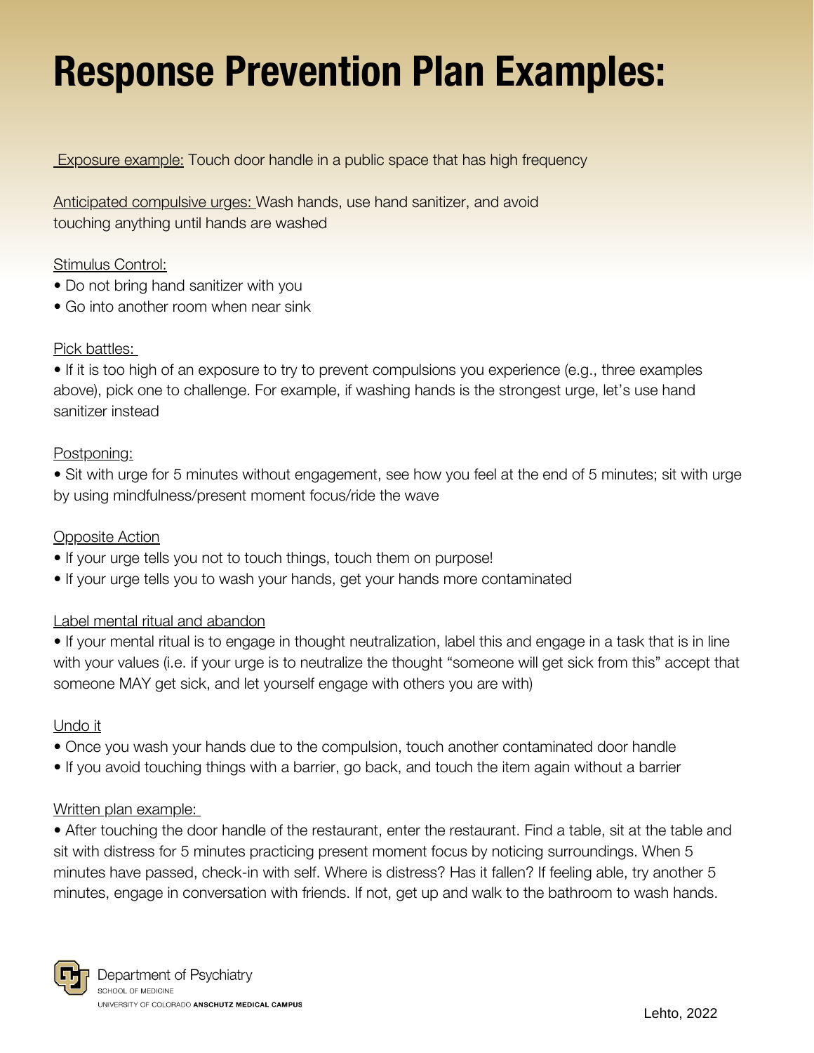# Response Prevention Plan Examples:

Exposure example: Touch door handle in a public space that has high frequency

Anticipated compulsive urges: Wash hands, use hand sanitizer, and avoid touching anything until hands are washed

Stimulus Control:

- Do not bring hand sanitizer with you
- Go into another room when near sink

Pick battles:

- If it is too high of an exposure to try to prevent compulsions you experience (e.g., three examples above), pick one to challenge. For example, if washing hands is the strongest urge, let's use hand sanitizer instead

Postponing:

- Sit with urge for 5 minutes without engagement, see how you feel at the end of 5 minutes; sit with urge by using mindfulness/present moment focus/ride the wave

Opposite Action

- If your urge tells you not to touch things, touch them on purpose!
- If your urge tells you to wash your hands, get your hands more contaminated

Label mental ritual and abandon

- If your mental ritual is to engage in thought neutralization, label this and engage in a task that is in line with your values (i.e. if your urge is to neutralize the thought "someone will get sick from this" accept that someone MAY get sick, and let yourself engage with others you are with)

Undo it

- Once you wash your hands due to the compulsion, touch another contaminated door handle
- If you avoid touching things with a barrier, go back, and touch the item again without a barrier

Written plan example:

- After touching the door handle of the restaurant, enter the restaurant. Find a table, sit at the table and sit with distress for 5 minutes practicing present moment focus by noticing surroundings. When 5 minutes have passed, check-in with self. Where is distress? Has it fallen? If feeling able, try another 5 minutes, engage in conversation with friends. If not, get up and walk to the bathroom to wash hands.

Lehto, 2022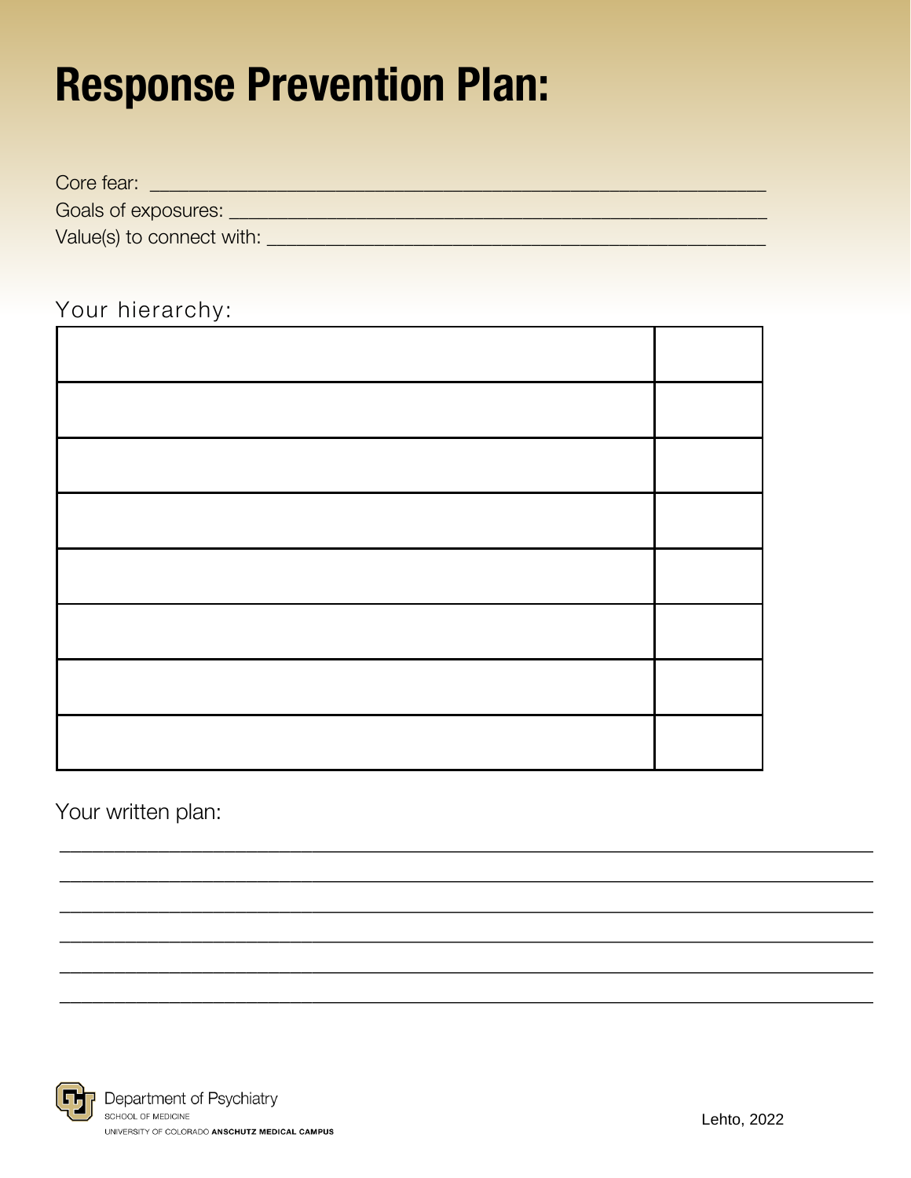# Response Prevention Plan:

Core fear: ____________________________________________________________

Goals of exposures: ____________________________________________________

Value(s) to connect with: _______________________________________________

Your hierarchy:

| | |
|---|---|
| | |
| | |
| | |
| | |
| | |
| | |
| | |
| | |

Your written plan:

_____________________________________________________________________________

_____________________________________________________________________________

_____________________________________________________________________________

_____________________________________________________________________________

_____________________________________________________________________________

_____________________________________________________________________________

Department of Psychiatry
SCHOOL OF MEDICINE
UNIVERSITY OF COLORADO **ANSCHUTZ MEDICAL CAMPUS**

Lehto, 2022